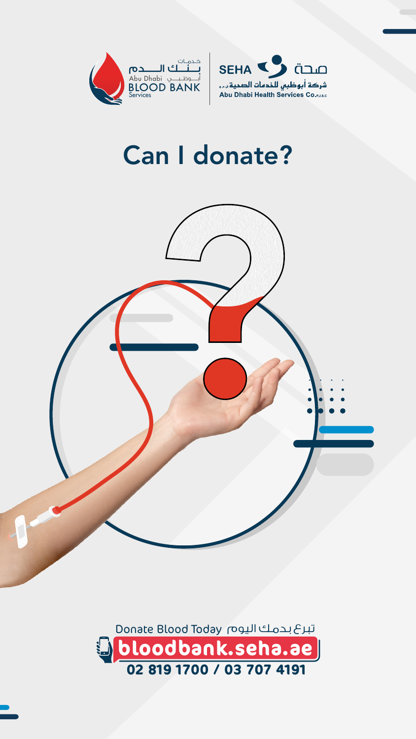خدمات بنك الدم أبوظبي
Abu Dhabi BLOOD BANK Services

صحة SEHA
شركة أبوظبي للخدمات الصحية ش.م.ع
Abu Dhabi Health Services Co. P.J.S.C

# Can I donate?

Donate Blood Today تبرع بدمك اليوم

**bloodbank.seha.ae**

**02 819 1700 / 03 707 4191**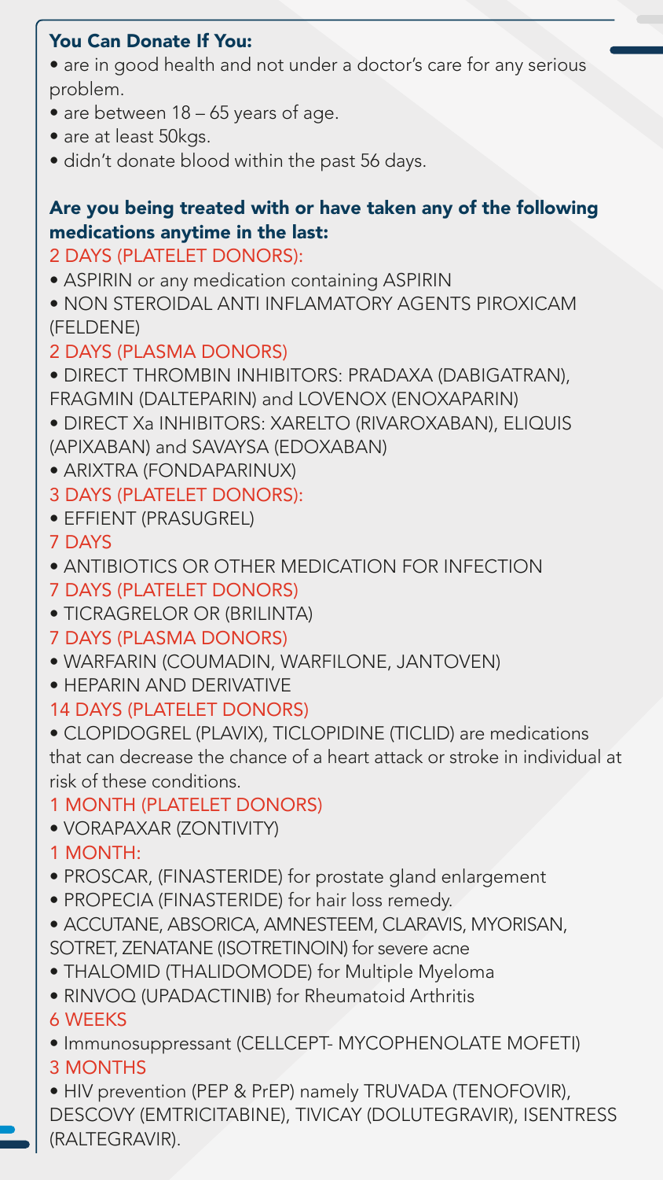## You Can Donate If You:

- are in good health and not under a doctor's care for any serious problem.
- are between 18 – 65 years of age.
- are at least 50kgs.
- didn't donate blood within the past 56 days.

## Are you being treated with or have taken any of the following medications anytime in the last:

2 DAYS (PLATELET DONORS):

- ASPIRIN or any medication containing ASPIRIN
- NON STEROIDAL ANTI INFLAMATORY AGENTS PIROXICAM (FELDENE)

2 DAYS (PLASMA DONORS)

- DIRECT THROMBIN INHIBITORS: PRADAXA (DABIGATRAN), FRAGMIN (DALTEPARIN) and LOVENOX (ENOXAPARIN)
- DIRECT Xa INHIBITORS: XARELTO (RIVAROXABAN), ELIQUIS (APIXABAN) and SAVAYSA (EDOXABAN)
- ARIXTRA (FONDAPARINUX)

3 DAYS (PLATELET DONORS):

- EFFIENT (PRASUGREL)

7 DAYS

- ANTIBIOTICS OR OTHER MEDICATION FOR INFECTION

7 DAYS (PLATELET DONORS)

- TICRAGRELOR OR (BRILINTA)

7 DAYS (PLASMA DONORS)

- WARFARIN (COUMADIN, WARFILONE, JANTOVEN)
- HEPARIN AND DERIVATIVE

14 DAYS (PLATELET DONORS)

- CLOPIDOGREL (PLAVIX), TICLOPIDINE (TICLID) are medications that can decrease the chance of a heart attack or stroke in individual at risk of these conditions.

1 MONTH (PLATELET DONORS)

- VORAPAXAR (ZONTIVITY)

1 MONTH:

- PROSCAR, (FINASTERIDE) for prostate gland enlargement
- PROPECIA (FINASTERIDE) for hair loss remedy.
- ACCUTANE, ABSORICA, AMNESTEEM, CLARAVIS, MYORISAN, SOTRET, ZENATANE (ISOTRETINOIN) for severe acne
- THALOMID (THALIDOMODE) for Multiple Myeloma
- RINVOQ (UPADACTINIB) for Rheumatoid Arthritis

6 WEEKS

- Immunosuppressant (CELLCEPT- MYCOPHENOLATE MOFETI)

3 MONTHS

- HIV prevention (PEP & PrEP) namely TRUVADA (TENOFOVIR), DESCOVY (EMTRICITABINE), TIVICAY (DOLUTEGRAVIR), ISENTRESS (RALTEGRAVIR).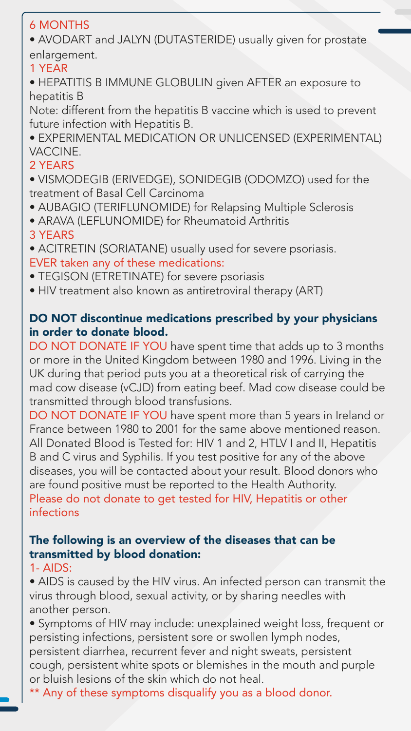6 MONTHS

- AVODART and JALYN (DUTASTERIDE) usually given for prostate enlargement.

1 YEAR

- HEPATITIS B IMMUNE GLOBULIN given AFTER an exposure to hepatitis B

Note: different from the hepatitis B vaccine which is used to prevent future infection with Hepatitis B.

- EXPERIMENTAL MEDICATION OR UNLICENSED (EXPERIMENTAL) VACCINE.

2 YEARS

- VISMODEGIB (ERIVEDGE), SONIDEGIB (ODOMZO) used for the treatment of Basal Cell Carcinoma
- AUBAGIO (TERIFLUNOMIDE) for Relapsing Multiple Sclerosis
- ARAVA (LEFLUNOMIDE) for Rheumatoid Arthritis

3 YEARS

- ACITRETIN (SORIATANE) usually used for severe psoriasis.

EVER taken any of these medications:

- TEGISON (ETRETINATE) for severe psoriasis
- HIV treatment also known as antiretroviral therapy (ART)

**DO NOT discontinue medications prescribed by your physicians in order to donate blood.**

DO NOT DONATE IF YOU have spent time that adds up to 3 months or more in the United Kingdom between 1980 and 1996. Living in the UK during that period puts you at a theoretical risk of carrying the mad cow disease (vCJD) from eating beef. Mad cow disease could be transmitted through blood transfusions.

DO NOT DONATE IF YOU have spent more than 5 years in Ireland or France between 1980 to 2001 for the same above mentioned reason. All Donated Blood is Tested for: HIV 1 and 2, HTLV I and II, Hepatitis B and C virus and Syphilis. If you test positive for any of the above diseases, you will be contacted about your result. Blood donors who are found positive must be reported to the Health Authority.

Please do not donate to get tested for HIV, Hepatitis or other infections

**The following is an overview of the diseases that can be transmitted by blood donation:**

1- AIDS:

- AIDS is caused by the HIV virus. An infected person can transmit the virus through blood, sexual activity, or by sharing needles with another person.
- Symptoms of HIV may include: unexplained weight loss, frequent or persisting infections, persistent sore or swollen lymph nodes, persistent diarrhea, recurrent fever and night sweats, persistent cough, persistent white spots or blemishes in the mouth and purple or bluish lesions of the skin which do not heal.

** Any of these symptoms disqualify you as a blood donor.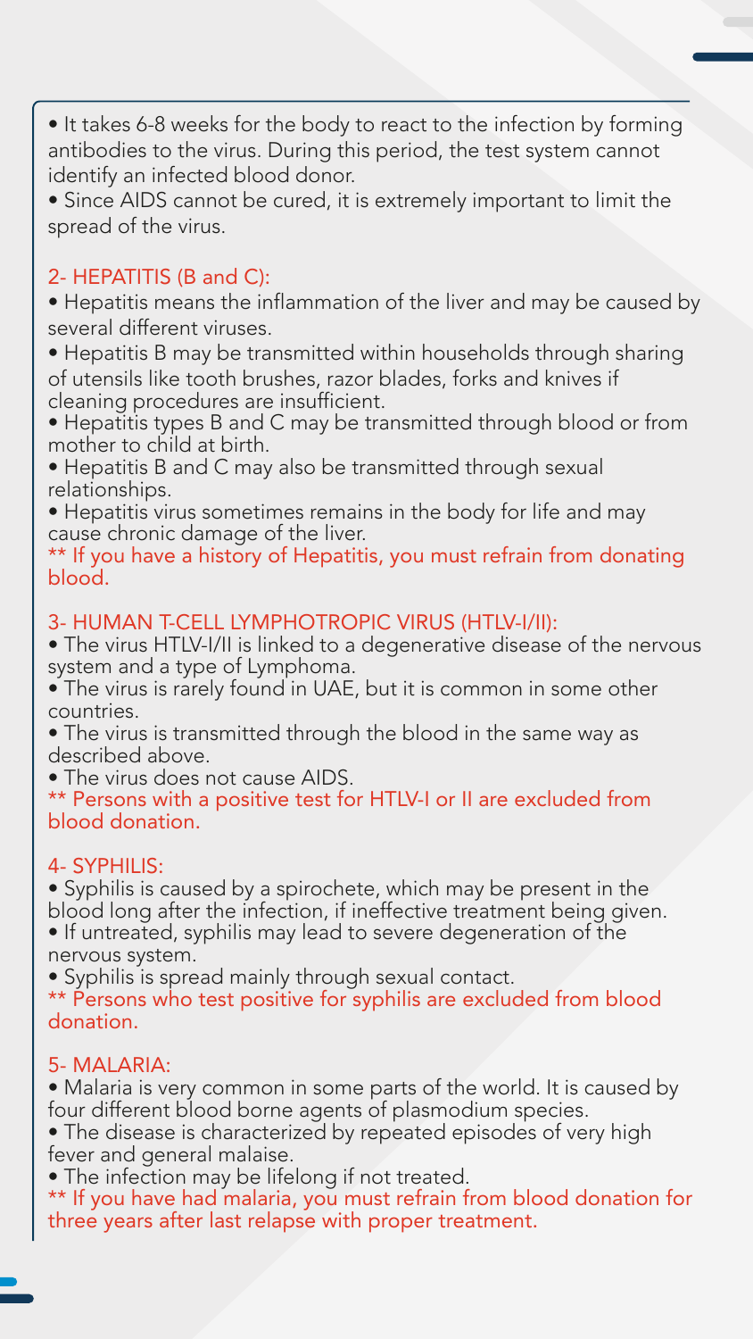- It takes 6-8 weeks for the body to react to the infection by forming antibodies to the virus. During this period, the test system cannot identify an infected blood donor.
- Since AIDS cannot be cured, it is extremely important to limit the spread of the virus.

## 2- HEPATITIS (B and C):

- Hepatitis means the inflammation of the liver and may be caused by several different viruses.
- Hepatitis B may be transmitted within households through sharing of utensils like tooth brushes, razor blades, forks and knives if cleaning procedures are insufficient.
- Hepatitis types B and C may be transmitted through blood or from mother to child at birth.
- Hepatitis B and C may also be transmitted through sexual relationships.
- Hepatitis virus sometimes remains in the body for life and may cause chronic damage of the liver.

** If you have a history of Hepatitis, you must refrain from donating blood.

## 3- HUMAN T-CELL LYMPHOTROPIC VIRUS (HTLV-I/II):

- The virus HTLV-I/II is linked to a degenerative disease of the nervous system and a type of Lymphoma.
- The virus is rarely found in UAE, but it is common in some other countries.
- The virus is transmitted through the blood in the same way as described above.
- The virus does not cause AIDS.

** Persons with a positive test for HTLV-I or II are excluded from blood donation.

## 4- SYPHILIS:

- Syphilis is caused by a spirochete, which may be present in the blood long after the infection, if ineffective treatment being given.
- If untreated, syphilis may lead to severe degeneration of the nervous system.
- Syphilis is spread mainly through sexual contact.

** Persons who test positive for syphilis are excluded from blood donation.

## 5- MALARIA:

- Malaria is very common in some parts of the world. It is caused by four different blood borne agents of plasmodium species.
- The disease is characterized by repeated episodes of very high fever and general malaise.
- The infection may be lifelong if not treated.

** If you have had malaria, you must refrain from blood donation for three years after last relapse with proper treatment.